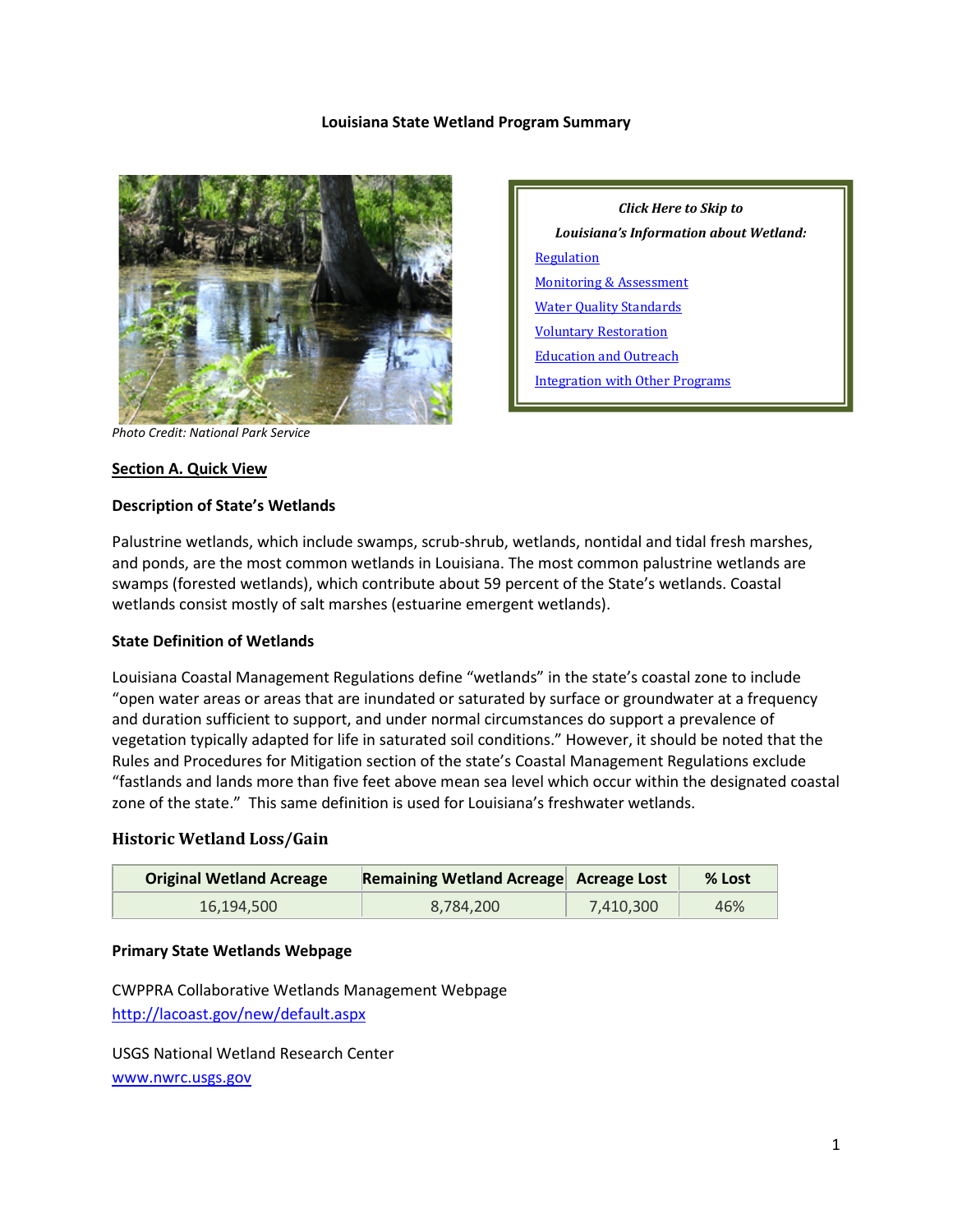# Louisiana State Wetland Program Summary

Photo Credit: National Park Service

*Click Here to Skip to*

*Louisiana's Information about Wetland:*

[Regulation](#)

[Monitoring & Assessment](#)

[Water Quality Standards](#)

[Voluntary Restoration](#)

[Education and Outreach](#)

[Integration with Other Programs](#)

## Section A. Quick View

### Description of State's Wetlands

Palustrine wetlands, which include swamps, scrub-shrub, wetlands, nontidal and tidal fresh marshes, and ponds, are the most common wetlands in Louisiana. The most common palustrine wetlands are swamps (forested wetlands), which contribute about 59 percent of the State's wetlands. Coastal wetlands consist mostly of salt marshes (estuarine emergent wetlands).

### State Definition of Wetlands

Louisiana Coastal Management Regulations define "wetlands" in the state's coastal zone to include "open water areas or areas that are inundated or saturated by surface or groundwater at a frequency and duration sufficient to support, and under normal circumstances do support a prevalence of vegetation typically adapted for life in saturated soil conditions." However, it should be noted that the Rules and Procedures for Mitigation section of the state's Coastal Management Regulations exclude "fastlands and lands more than five feet above mean sea level which occur within the designated coastal zone of the state." This same definition is used for Louisiana's freshwater wetlands.

### Historic Wetland Loss/Gain

| Original Wetland Acreage | Remaining Wetland Acreage | Acreage Lost | % Lost |
|---|---|---|---|
| 16,194,500 | 8,784,200 | 7,410,300 | 46% |

### Primary State Wetlands Webpage

CWPPRA Collaborative Wetlands Management Webpage
http://lacoast.gov/new/default.aspx

USGS National Wetland Research Center
www.nwrc.usgs.gov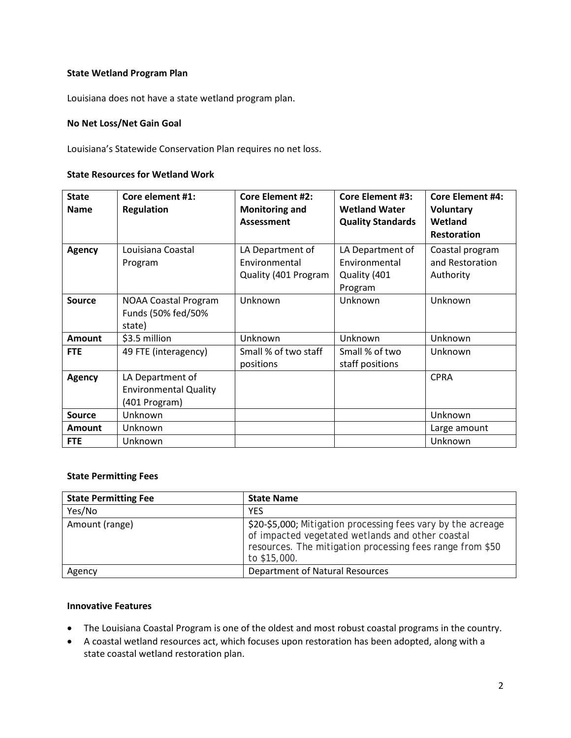### State Wetland Program Plan

Louisiana does not have a state wetland program plan.

### No Net Loss/Net Gain Goal

Louisiana's Statewide Conservation Plan requires no net loss.

### State Resources for Wetland Work

| State Name | Core element #1: Regulation | Core Element #2: Monitoring and Assessment | Core Element #3: Wetland Water Quality Standards | Core Element #4: Voluntary Wetland Restoration |
|---|---|---|---|---|
| Agency | Louisiana Coastal Program | LA Department of Environmental Quality (401 Program | LA Department of Environmental Quality (401 Program | Coastal program and Restoration Authority |
| Source | NOAA Coastal Program Funds (50% fed/50% state) | Unknown | Unknown | Unknown |
| Amount | $3.5 million | Unknown | Unknown | Unknown |
| FTE | 49 FTE (interagency) | Small % of two staff positions | Small % of two staff positions | Unknown |
| Agency | LA Department of Environmental Quality (401 Program) | | | CPRA |
| Source | Unknown | | | Unknown |
| Amount | Unknown | | | Large amount |
| FTE | Unknown | | | Unknown |

### State Permitting Fees

| State Permitting Fee | State Name |
|---|---|
| Yes/No | YES |
| Amount (range) | $20-$5,000; Mitigation processing fees vary by the acreage of impacted vegetated wetlands and other coastal resources. The mitigation processing fees range from $50 to $15,000. |
| Agency | Department of Natural Resources |

### Innovative Features

- The Louisiana Coastal Program is one of the oldest and most robust coastal programs in the country.
- A coastal wetland resources act, which focuses upon restoration has been adopted, along with a state coastal wetland restoration plan.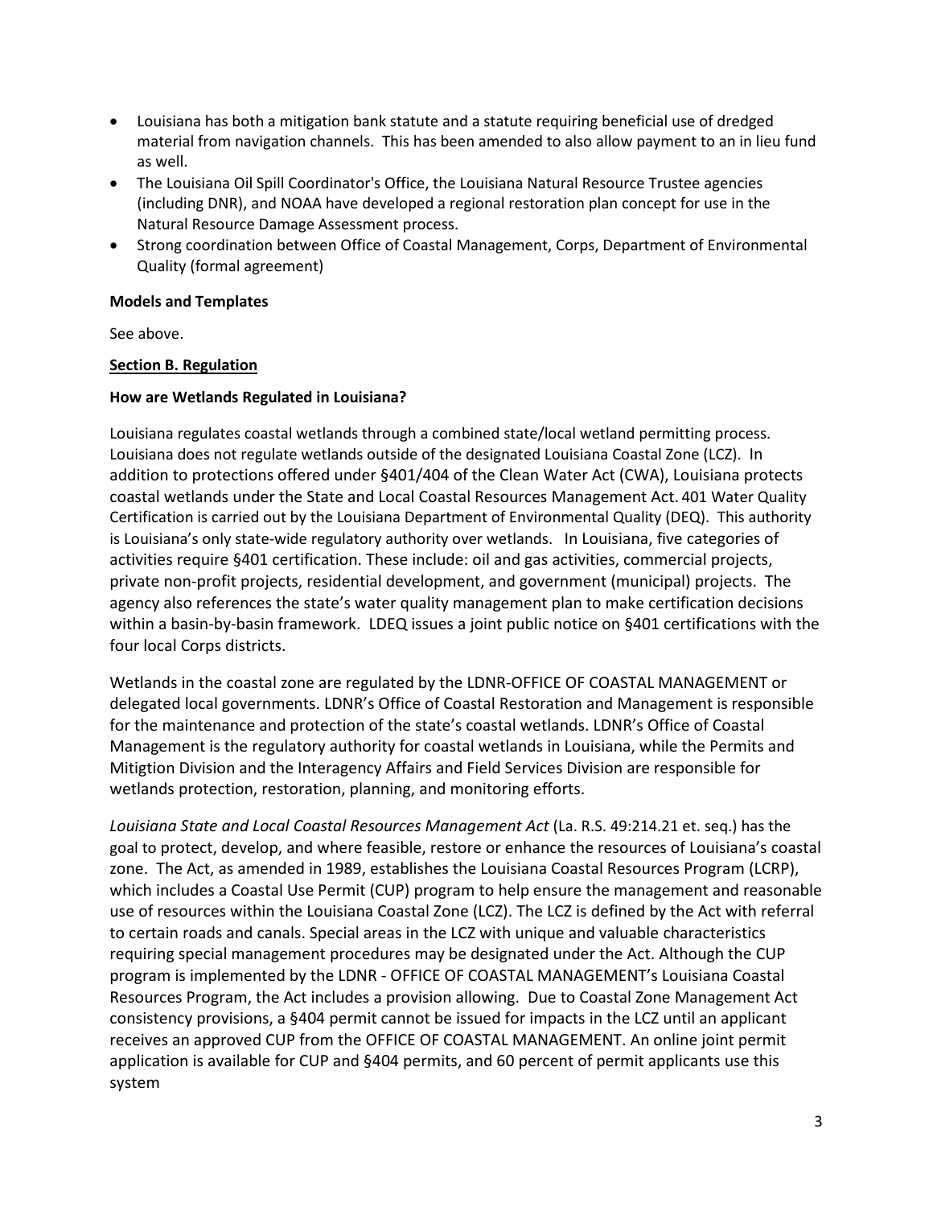- Louisiana has both a mitigation bank statute and a statute requiring beneficial use of dredged material from navigation channels. This has been amended to also allow payment to an in lieu fund as well.
- The Louisiana Oil Spill Coordinator's Office, the Louisiana Natural Resource Trustee agencies (including DNR), and NOAA have developed a regional restoration plan concept for use in the Natural Resource Damage Assessment process.
- Strong coordination between Office of Coastal Management, Corps, Department of Environmental Quality (formal agreement)

**Models and Templates**

See above.

**Section B. Regulation**

**How are Wetlands Regulated in Louisiana?**

Louisiana regulates coastal wetlands through a combined state/local wetland permitting process. Louisiana does not regulate wetlands outside of the designated Louisiana Coastal Zone (LCZ). In addition to protections offered under §401/404 of the Clean Water Act (CWA), Louisiana protects coastal wetlands under the State and Local Coastal Resources Management Act. 401 Water Quality Certification is carried out by the Louisiana Department of Environmental Quality (DEQ). This authority is Louisiana's only state-wide regulatory authority over wetlands. In Louisiana, five categories of activities require §401 certification. These include: oil and gas activities, commercial projects, private non-profit projects, residential development, and government (municipal) projects. The agency also references the state's water quality management plan to make certification decisions within a basin-by-basin framework. LDEQ issues a joint public notice on §401 certifications with the four local Corps districts.

Wetlands in the coastal zone are regulated by the LDNR-OFFICE OF COASTAL MANAGEMENT or delegated local governments. LDNR's Office of Coastal Restoration and Management is responsible for the maintenance and protection of the state's coastal wetlands. LDNR's Office of Coastal Management is the regulatory authority for coastal wetlands in Louisiana, while the Permits and Mitigtion Division and the Interagency Affairs and Field Services Division are responsible for wetlands protection, restoration, planning, and monitoring efforts.

*Louisiana State and Local Coastal Resources Management Act* (La. R.S. 49:214.21 et. seq.) has the goal to protect, develop, and where feasible, restore or enhance the resources of Louisiana's coastal zone. The Act, as amended in 1989, establishes the Louisiana Coastal Resources Program (LCRP), which includes a Coastal Use Permit (CUP) program to help ensure the management and reasonable use of resources within the Louisiana Coastal Zone (LCZ). The LCZ is defined by the Act with referral to certain roads and canals. Special areas in the LCZ with unique and valuable characteristics requiring special management procedures may be designated under the Act. Although the CUP program is implemented by the LDNR - OFFICE OF COASTAL MANAGEMENT's Louisiana Coastal Resources Program, the Act includes a provision allowing. Due to Coastal Zone Management Act consistency provisions, a §404 permit cannot be issued for impacts in the LCZ until an applicant receives an approved CUP from the OFFICE OF COASTAL MANAGEMENT. An online joint permit application is available for CUP and §404 permits, and 60 percent of permit applicants use this system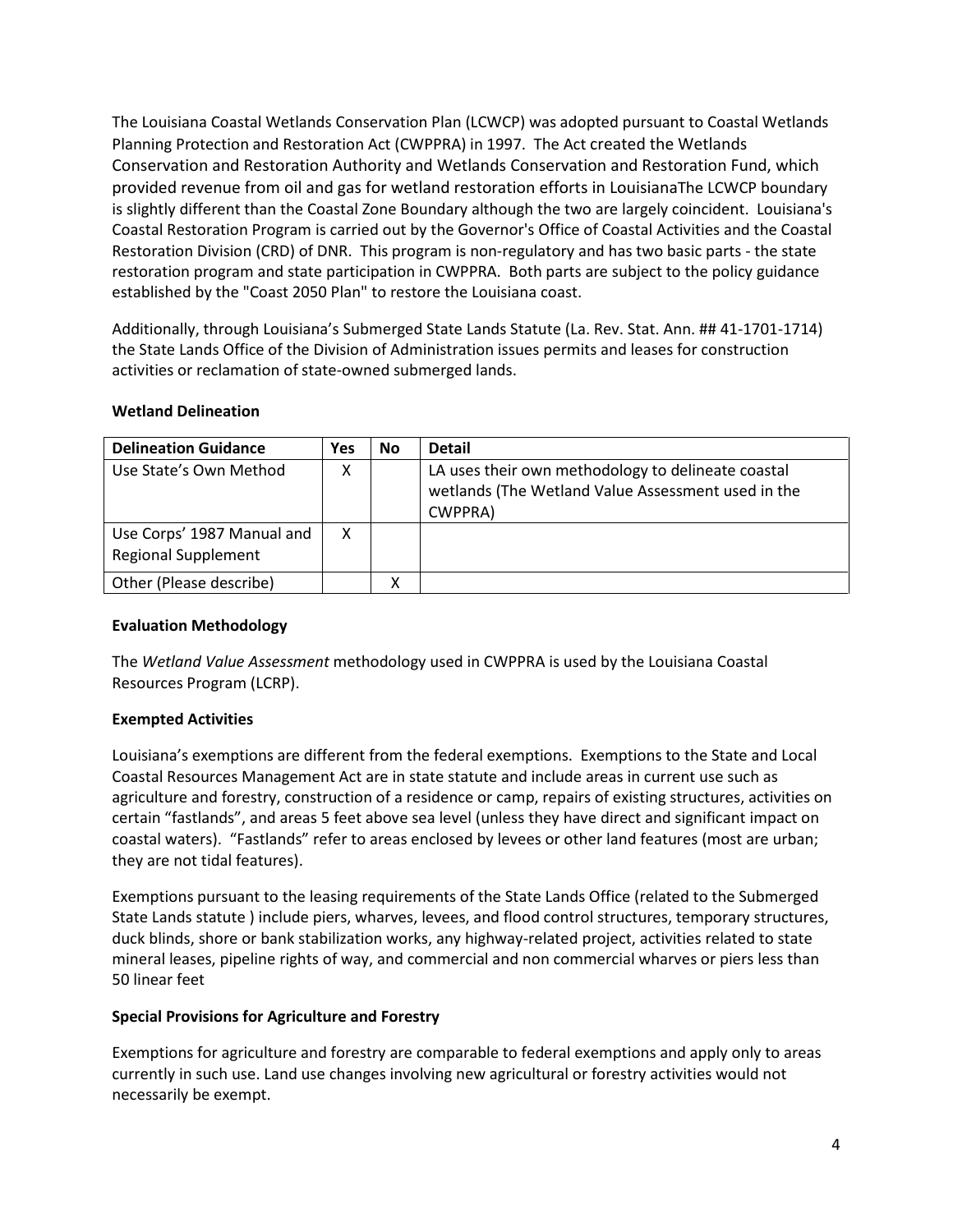The Louisiana Coastal Wetlands Conservation Plan (LCWCP) was adopted pursuant to Coastal Wetlands Planning Protection and Restoration Act (CWPPRA) in 1997. The Act created the Wetlands Conservation and Restoration Authority and Wetlands Conservation and Restoration Fund, which provided revenue from oil and gas for wetland restoration efforts in LouisianaThe LCWCP boundary is slightly different than the Coastal Zone Boundary although the two are largely coincident. Louisiana's Coastal Restoration Program is carried out by the Governor's Office of Coastal Activities and the Coastal Restoration Division (CRD) of DNR. This program is non-regulatory and has two basic parts - the state restoration program and state participation in CWPPRA. Both parts are subject to the policy guidance established by the "Coast 2050 Plan" to restore the Louisiana coast.

Additionally, through Louisiana's Submerged State Lands Statute (La. Rev. Stat. Ann. ## 41-1701-1714) the State Lands Office of the Division of Administration issues permits and leases for construction activities or reclamation of state-owned submerged lands.

**Wetland Delineation**

| Delineation Guidance | Yes | No | Detail |
|---|---|---|---|
| Use State's Own Method | X | | LA uses their own methodology to delineate coastal wetlands (The Wetland Value Assessment used in the CWPPRA) |
| Use Corps' 1987 Manual and Regional Supplement | X | | |
| Other (Please describe) | | X | |

**Evaluation Methodology**

The *Wetland Value Assessment* methodology used in CWPPRA is used by the Louisiana Coastal Resources Program (LCRP).

**Exempted Activities**

Louisiana's exemptions are different from the federal exemptions. Exemptions to the State and Local Coastal Resources Management Act are in state statute and include areas in current use such as agriculture and forestry, construction of a residence or camp, repairs of existing structures, activities on certain "fastlands", and areas 5 feet above sea level (unless they have direct and significant impact on coastal waters). "Fastlands" refer to areas enclosed by levees or other land features (most are urban; they are not tidal features).

Exemptions pursuant to the leasing requirements of the State Lands Office (related to the Submerged State Lands statute ) include piers, wharves, levees, and flood control structures, temporary structures, duck blinds, shore or bank stabilization works, any highway-related project, activities related to state mineral leases, pipeline rights of way, and commercial and non commercial wharves or piers less than 50 linear feet

**Special Provisions for Agriculture and Forestry**

Exemptions for agriculture and forestry are comparable to federal exemptions and apply only to areas currently in such use. Land use changes involving new agricultural or forestry activities would not necessarily be exempt.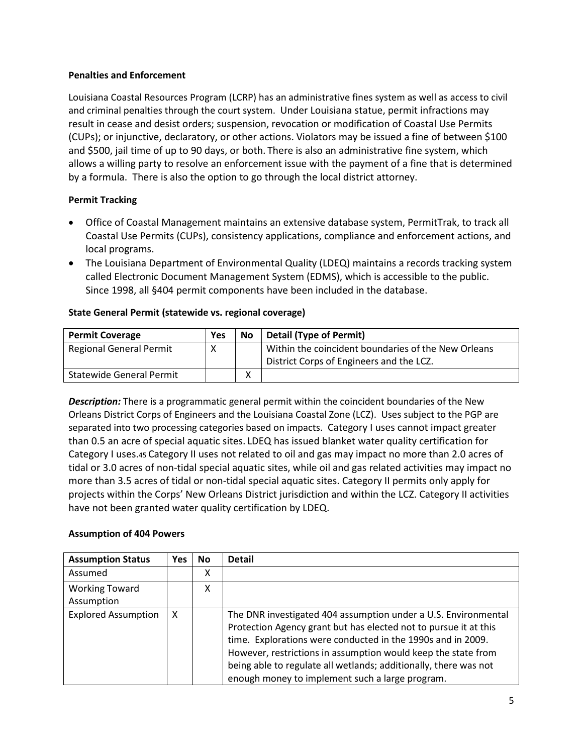**Penalties and Enforcement**

Louisiana Coastal Resources Program (LCRP) has an administrative fines system as well as access to civil and criminal penalties through the court system. Under Louisiana statue, permit infractions may result in cease and desist orders; suspension, revocation or modification of Coastal Use Permits (CUPs); or injunctive, declaratory, or other actions. Violators may be issued a fine of between $100 and $500, jail time of up to 90 days, or both. There is also an administrative fine system, which allows a willing party to resolve an enforcement issue with the payment of a fine that is determined by a formula. There is also the option to go through the local district attorney.

**Permit Tracking**

- Office of Coastal Management maintains an extensive database system, PermitTrak, to track all Coastal Use Permits (CUPs), consistency applications, compliance and enforcement actions, and local programs.
- The Louisiana Department of Environmental Quality (LDEQ) maintains a records tracking system called Electronic Document Management System (EDMS), which is accessible to the public. Since 1998, all §404 permit components have been included in the database.

**State General Permit (statewide vs. regional coverage)**

| Permit Coverage | Yes | No | Detail (Type of Permit) |
|---|---|---|---|
| Regional General Permit | X | | Within the coincident boundaries of the New Orleans District Corps of Engineers and the LCZ. |
| Statewide General Permit | | X | |

***Description:*** There is a programmatic general permit within the coincident boundaries of the New Orleans District Corps of Engineers and the Louisiana Coastal Zone (LCZ). Uses subject to the PGP are separated into two processing categories based on impacts. Category I uses cannot impact greater than 0.5 an acre of special aquatic sites. LDEQ has issued blanket water quality certification for Category I uses.[45] Category II uses not related to oil and gas may impact no more than 2.0 acres of tidal or 3.0 acres of non-tidal special aquatic sites, while oil and gas related activities may impact no more than 3.5 acres of tidal or non-tidal special aquatic sites. Category II permits only apply for projects within the Corps' New Orleans District jurisdiction and within the LCZ. Category II activities have not been granted water quality certification by LDEQ.

**Assumption of 404 Powers**

| Assumption Status | Yes | No | Detail |
|---|---|---|---|
| Assumed | | X | |
| Working Toward Assumption | | X | |
| Explored Assumption | X | | The DNR investigated 404 assumption under a U.S. Environmental Protection Agency grant but has elected not to pursue it at this time. Explorations were conducted in the 1990s and in 2009. However, restrictions in assumption would keep the state from being able to regulate all wetlands; additionally, there was not enough money to implement such a large program. |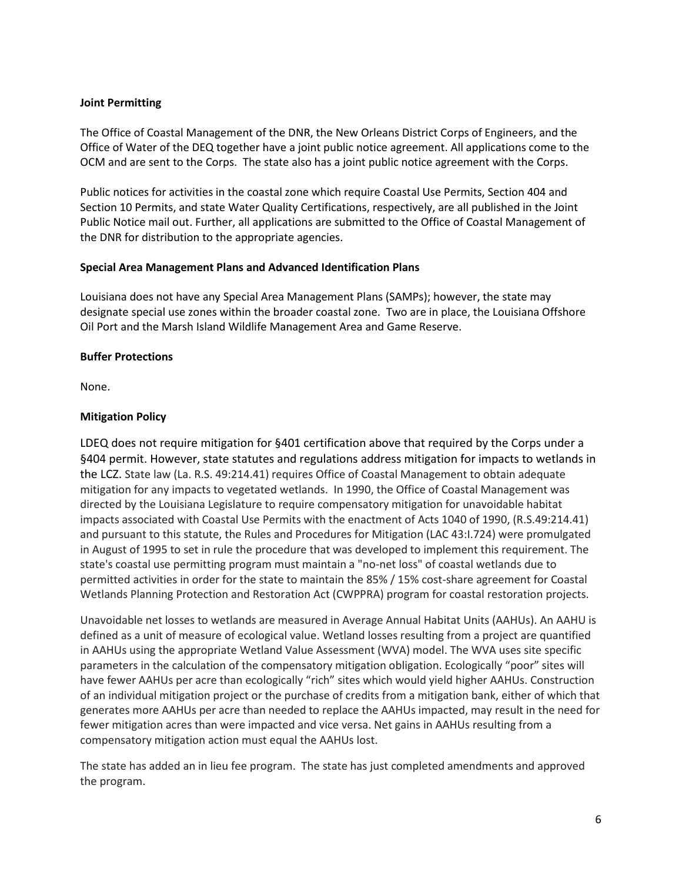**Joint Permitting**

The Office of Coastal Management of the DNR, the New Orleans District Corps of Engineers, and the Office of Water of the DEQ together have a joint public notice agreement. All applications come to the OCM and are sent to the Corps. The state also has a joint public notice agreement with the Corps.

Public notices for activities in the coastal zone which require Coastal Use Permits, Section 404 and Section 10 Permits, and state Water Quality Certifications, respectively, are all published in the Joint Public Notice mail out. Further, all applications are submitted to the Office of Coastal Management of the DNR for distribution to the appropriate agencies.

**Special Area Management Plans and Advanced Identification Plans**

Louisiana does not have any Special Area Management Plans (SAMPs); however, the state may designate special use zones within the broader coastal zone. Two are in place, the Louisiana Offshore Oil Port and the Marsh Island Wildlife Management Area and Game Reserve.

**Buffer Protections**

None.

**Mitigation Policy**

LDEQ does not require mitigation for §401 certification above that required by the Corps under a §404 permit. However, state statutes and regulations address mitigation for impacts to wetlands in the LCZ. State law (La. R.S. 49:214.41) requires Office of Coastal Management to obtain adequate mitigation for any impacts to vegetated wetlands. In 1990, the Office of Coastal Management was directed by the Louisiana Legislature to require compensatory mitigation for unavoidable habitat impacts associated with Coastal Use Permits with the enactment of Acts 1040 of 1990, (R.S.49:214.41) and pursuant to this statute, the Rules and Procedures for Mitigation (LAC 43:I.724) were promulgated in August of 1995 to set in rule the procedure that was developed to implement this requirement. The state's coastal use permitting program must maintain a "no-net loss" of coastal wetlands due to permitted activities in order for the state to maintain the 85% / 15% cost-share agreement for Coastal Wetlands Planning Protection and Restoration Act (CWPPRA) program for coastal restoration projects.

Unavoidable net losses to wetlands are measured in Average Annual Habitat Units (AAHUs). An AAHU is defined as a unit of measure of ecological value. Wetland losses resulting from a project are quantified in AAHUs using the appropriate Wetland Value Assessment (WVA) model. The WVA uses site specific parameters in the calculation of the compensatory mitigation obligation. Ecologically "poor" sites will have fewer AAHUs per acre than ecologically "rich" sites which would yield higher AAHUs. Construction of an individual mitigation project or the purchase of credits from a mitigation bank, either of which that generates more AAHUs per acre than needed to replace the AAHUs impacted, may result in the need for fewer mitigation acres than were impacted and vice versa. Net gains in AAHUs resulting from a compensatory mitigation action must equal the AAHUs lost.

The state has added an in lieu fee program. The state has just completed amendments and approved the program.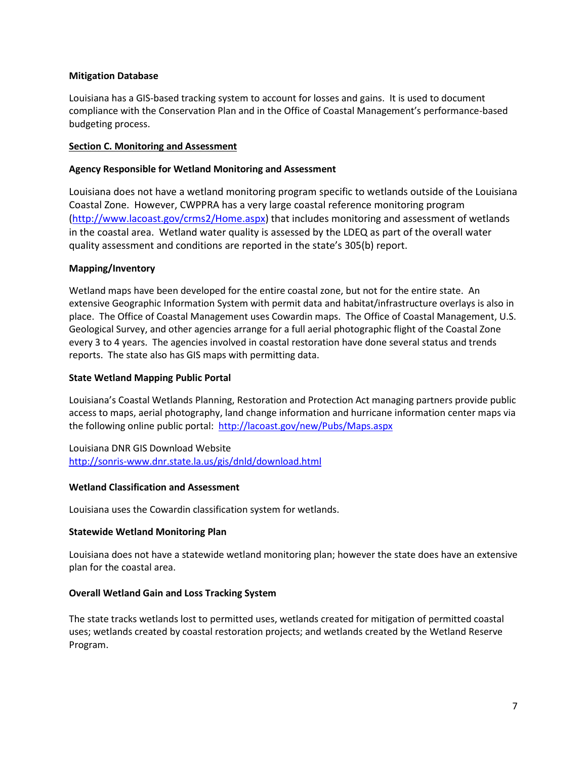**Mitigation Database**

Louisiana has a GIS-based tracking system to account for losses and gains. It is used to document compliance with the Conservation Plan and in the Office of Coastal Management's performance-based budgeting process.

## Section C. Monitoring and Assessment

**Agency Responsible for Wetland Monitoring and Assessment**

Louisiana does not have a wetland monitoring program specific to wetlands outside of the Louisiana Coastal Zone. However, CWPPRA has a very large coastal reference monitoring program (http://www.lacoast.gov/crms2/Home.aspx) that includes monitoring and assessment of wetlands in the coastal area. Wetland water quality is assessed by the LDEQ as part of the overall water quality assessment and conditions are reported in the state's 305(b) report.

**Mapping/Inventory**

Wetland maps have been developed for the entire coastal zone, but not for the entire state. An extensive Geographic Information System with permit data and habitat/infrastructure overlays is also in place. The Office of Coastal Management uses Cowardin maps. The Office of Coastal Management, U.S. Geological Survey, and other agencies arrange for a full aerial photographic flight of the Coastal Zone every 3 to 4 years. The agencies involved in coastal restoration have done several status and trends reports. The state also has GIS maps with permitting data.

**State Wetland Mapping Public Portal**

Louisiana's Coastal Wetlands Planning, Restoration and Protection Act managing partners provide public access to maps, aerial photography, land change information and hurricane information center maps via the following online public portal: http://lacoast.gov/new/Pubs/Maps.aspx

Louisiana DNR GIS Download Website
http://sonris-www.dnr.state.la.us/gis/dnld/download.html

**Wetland Classification and Assessment**

Louisiana uses the Cowardin classification system for wetlands.

**Statewide Wetland Monitoring Plan**

Louisiana does not have a statewide wetland monitoring plan; however the state does have an extensive plan for the coastal area.

**Overall Wetland Gain and Loss Tracking System**

The state tracks wetlands lost to permitted uses, wetlands created for mitigation of permitted coastal uses; wetlands created by coastal restoration projects; and wetlands created by the Wetland Reserve Program.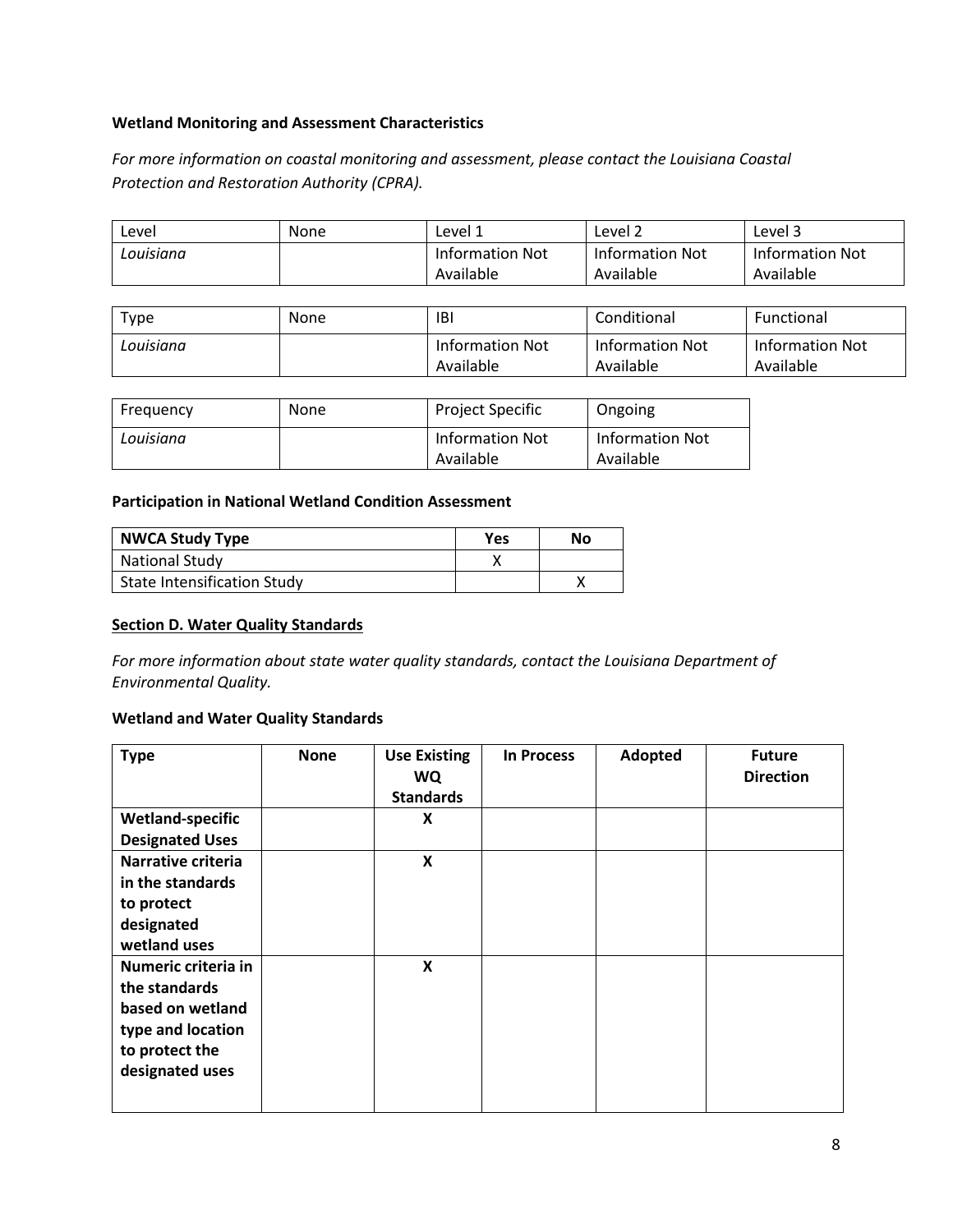**Wetland Monitoring and Assessment Characteristics**

*For more information on coastal monitoring and assessment, please contact the Louisiana Coastal Protection and Restoration Authority (CPRA).*

| Level | None | Level 1 | Level 2 | Level 3 |
|---|---|---|---|---|
| *Louisiana* | | Information Not Available | Information Not Available | Information Not Available |

| Type | None | IBI | Conditional | Functional |
|---|---|---|---|---|
| *Louisiana* | | Information Not Available | Information Not Available | Information Not Available |

| Frequency | None | Project Specific | Ongoing |
|---|---|---|---|
| *Louisiana* | | Information Not Available | Information Not Available |

**Participation in National Wetland Condition Assessment**

| NWCA Study Type | Yes | No |
|---|---|---|
| National Study | X | |
| State Intensification Study | | X |

**Section D. Water Quality Standards**

*For more information about state water quality standards, contact the Louisiana Department of Environmental Quality.*

**Wetland and Water Quality Standards**

| Type | None | Use Existing WQ Standards | In Process | Adopted | Future Direction |
|---|---|---|---|---|---|
| **Wetland-specific Designated Uses** | | **X** | | | |
| **Narrative criteria in the standards to protect designated wetland uses** | | **X** | | | |
| **Numeric criteria in the standards based on wetland type and location to protect the designated uses** | | **X** | | | |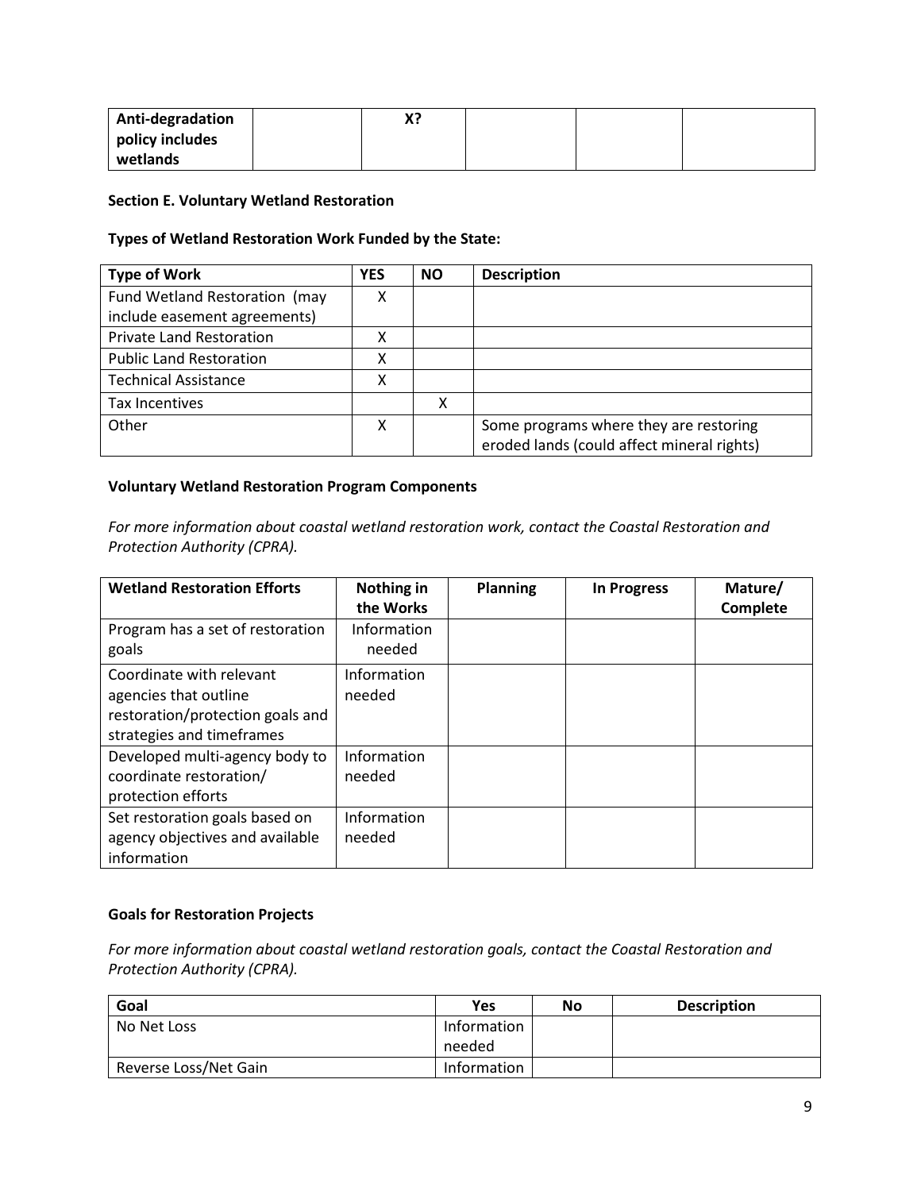| Anti-degradation policy includes wetlands | | X? | | | |
|---|---|---|---|---|---|

**Section E. Voluntary Wetland Restoration**

**Types of Wetland Restoration Work Funded by the State:**

| Type of Work | YES | NO | Description |
|---|---|---|---|
| Fund Wetland Restoration (may include easement agreements) | X | | |
| Private Land Restoration | X | | |
| Public Land Restoration | X | | |
| Technical Assistance | X | | |
| Tax Incentives | | X | |
| Other | X | | Some programs where they are restoring eroded lands (could affect mineral rights) |

**Voluntary Wetland Restoration Program Components**

*For more information about coastal wetland restoration work, contact the Coastal Restoration and Protection Authority (CPRA).*

| Wetland Restoration Efforts | Nothing in the Works | Planning | In Progress | Mature/ Complete |
|---|---|---|---|---|
| Program has a set of restoration goals | Information needed | | | |
| Coordinate with relevant agencies that outline restoration/protection goals and strategies and timeframes | Information needed | | | |
| Developed multi-agency body to coordinate restoration/ protection efforts | Information needed | | | |
| Set restoration goals based on agency objectives and available information | Information needed | | | |

**Goals for Restoration Projects**

*For more information about coastal wetland restoration goals, contact the Coastal Restoration and Protection Authority (CPRA).*

| Goal | Yes | No | Description |
|---|---|---|---|
| No Net Loss | Information needed | | |
| Reverse Loss/Net Gain | Information | | |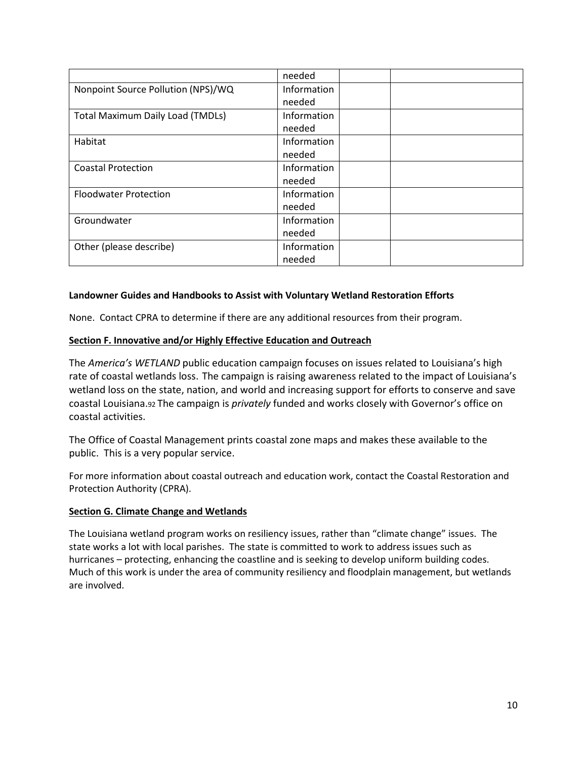| | | | |
|---|---|---|---|
| | needed | | |
| Nonpoint Source Pollution (NPS)/WQ | Information needed | | |
| Total Maximum Daily Load (TMDLs) | Information needed | | |
| Habitat | Information needed | | |
| Coastal Protection | Information needed | | |
| Floodwater Protection | Information needed | | |
| Groundwater | Information needed | | |
| Other (please describe) | Information needed | | |

**Landowner Guides and Handbooks to Assist with Voluntary Wetland Restoration Efforts**

None. Contact CPRA to determine if there are any additional resources from their program.

## Section F. Innovative and/or Highly Effective Education and Outreach

The *America's WETLAND* public education campaign focuses on issues related to Louisiana's high rate of coastal wetlands loss. The campaign is raising awareness related to the impact of Louisiana's wetland loss on the state, nation, and world and increasing support for efforts to conserve and save coastal Louisiana.[92] The campaign is *privately* funded and works closely with Governor's office on coastal activities.

The Office of Coastal Management prints coastal zone maps and makes these available to the public. This is a very popular service.

For more information about coastal outreach and education work, contact the Coastal Restoration and Protection Authority (CPRA).

## Section G. Climate Change and Wetlands

The Louisiana wetland program works on resiliency issues, rather than "climate change" issues. The state works a lot with local parishes. The state is committed to work to address issues such as hurricanes – protecting, enhancing the coastline and is seeking to develop uniform building codes. Much of this work is under the area of community resiliency and floodplain management, but wetlands are involved.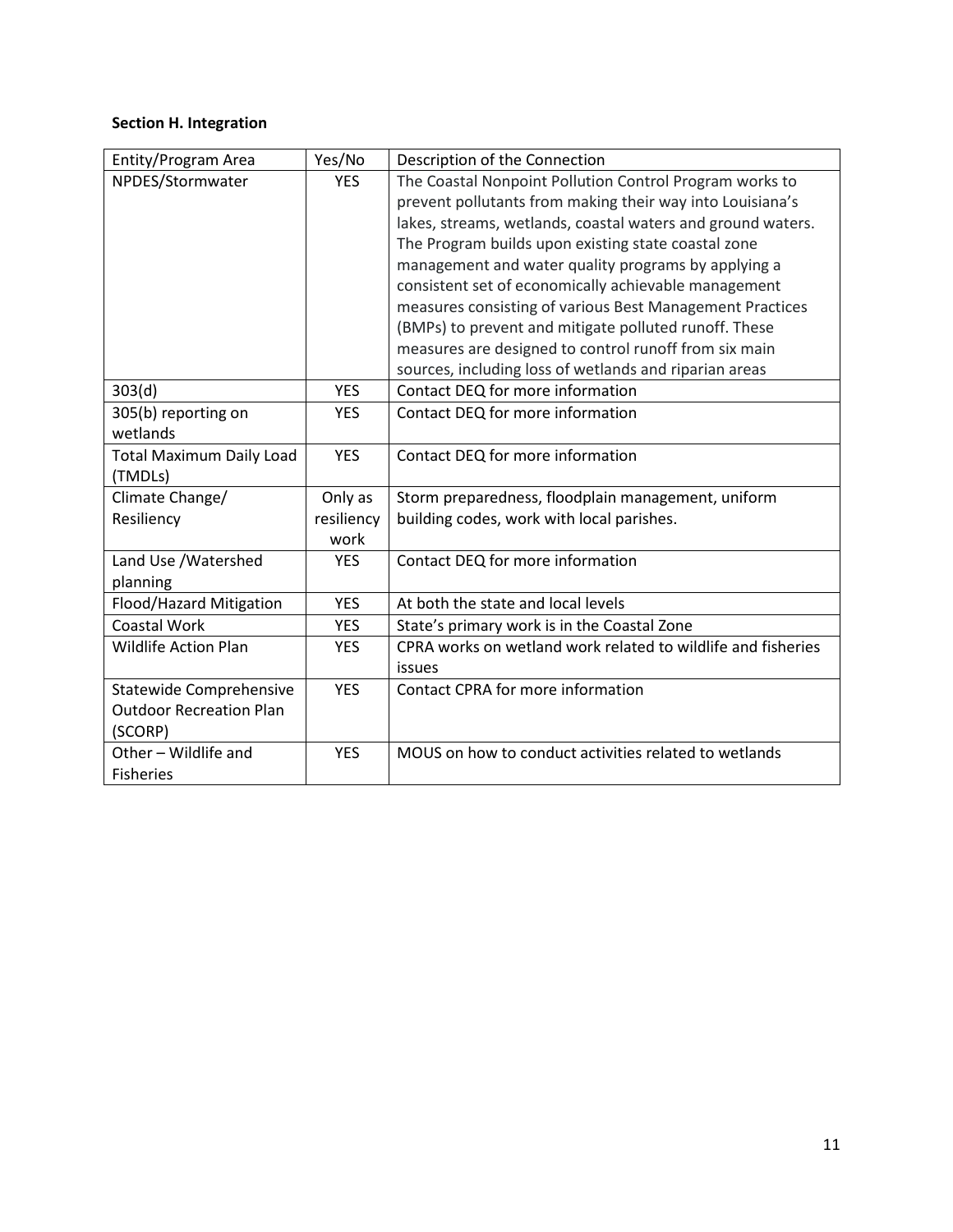**Section H. Integration**

| Entity/Program Area | Yes/No | Description of the Connection |
|---|---|---|
| NPDES/Stormwater | YES | The Coastal Nonpoint Pollution Control Program works to prevent pollutants from making their way into Louisiana's lakes, streams, wetlands, coastal waters and ground waters. The Program builds upon existing state coastal zone management and water quality programs by applying a consistent set of economically achievable management measures consisting of various Best Management Practices (BMPs) to prevent and mitigate polluted runoff. These measures are designed to control runoff from six main sources, including loss of wetlands and riparian areas |
| 303(d) | YES | Contact DEQ for more information |
| 305(b) reporting on wetlands | YES | Contact DEQ for more information |
| Total Maximum Daily Load (TMDLs) | YES | Contact DEQ for more information |
| Climate Change/ Resiliency | Only as resiliency work | Storm preparedness, floodplain management, uniform building codes, work with local parishes. |
| Land Use /Watershed planning | YES | Contact DEQ for more information |
| Flood/Hazard Mitigation | YES | At both the state and local levels |
| Coastal Work | YES | State's primary work is in the Coastal Zone |
| Wildlife Action Plan | YES | CPRA works on wetland work related to wildlife and fisheries issues |
| Statewide Comprehensive Outdoor Recreation Plan (SCORP) | YES | Contact CPRA for more information |
| Other – Wildlife and Fisheries | YES | MOUS on how to conduct activities related to wetlands |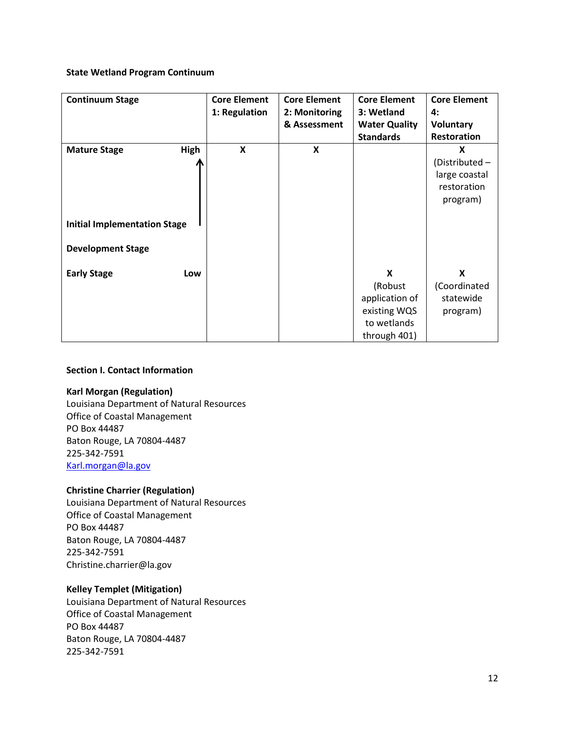**State Wetland Program Continuum**

| Continuum Stage | Core Element 1: Regulation | Core Element 2: Monitoring & Assessment | Core Element 3: Wetland Water Quality Standards | Core Element 4: Voluntary Restoration |
|---|---|---|---|---|
| **Mature Stage** High | X | X | | X (Distributed – large coastal restoration program) |
| **Initial Implementation Stage** | | | | |
| **Development Stage** | | | | |
| **Early Stage** Low | | | X (Robust application of existing WQS to wetlands through 401) | X (Coordinated statewide program) |

**Section I. Contact Information**

**Karl Morgan (Regulation)**
Louisiana Department of Natural Resources
Office of Coastal Management
PO Box 44487
Baton Rouge, LA 70804-4487
225-342-7591
Karl.morgan@la.gov

**Christine Charrier (Regulation)**
Louisiana Department of Natural Resources
Office of Coastal Management
PO Box 44487
Baton Rouge, LA 70804-4487
225-342-7591
Christine.charrier@la.gov

**Kelley Templet (Mitigation)**
Louisiana Department of Natural Resources
Office of Coastal Management
PO Box 44487
Baton Rouge, LA 70804-4487
225-342-7591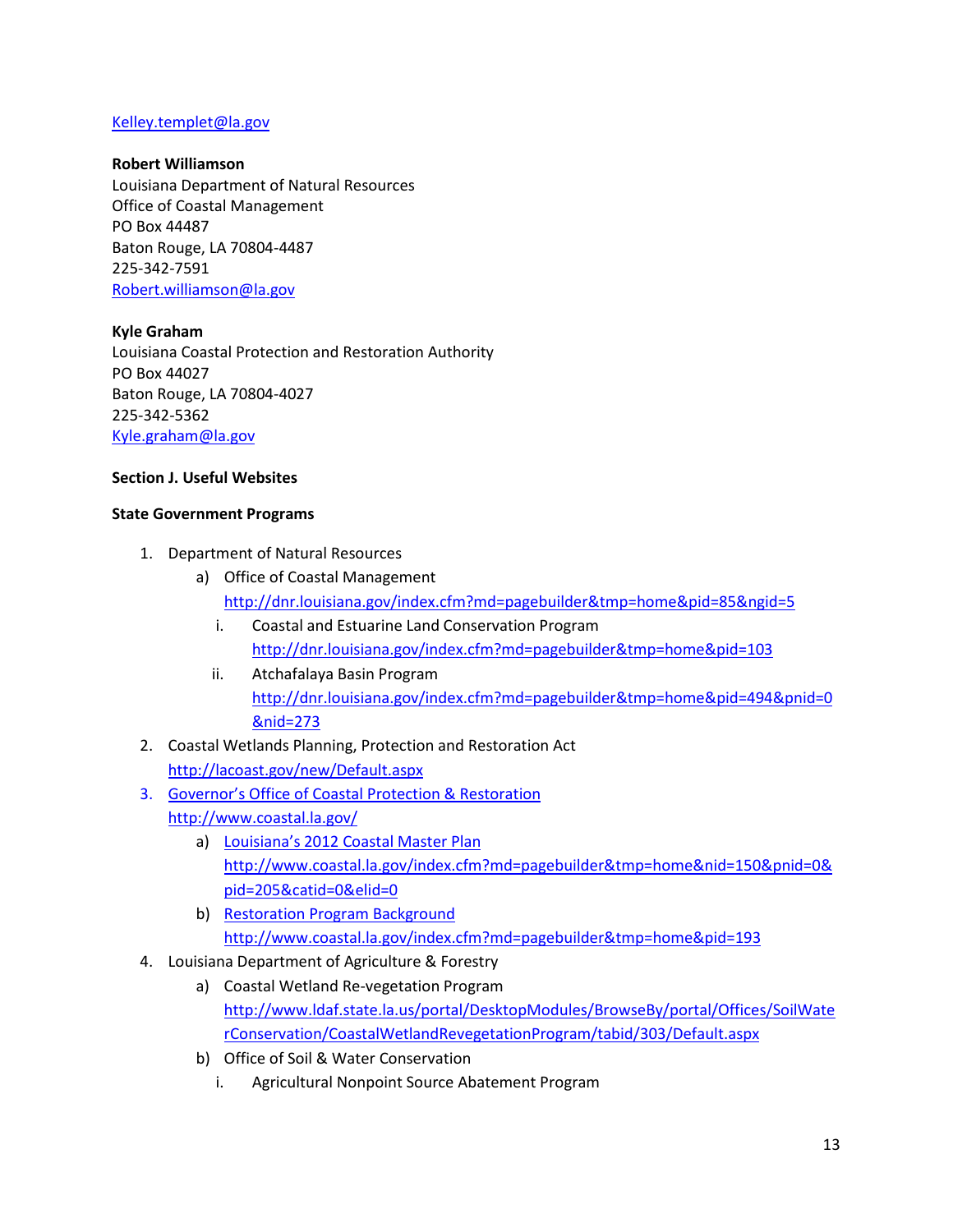Kelley.templet@la.gov

**Robert Williamson**
Louisiana Department of Natural Resources
Office of Coastal Management
PO Box 44487
Baton Rouge, LA 70804-4487
225-342-7591
Robert.williamson@la.gov

**Kyle Graham**
Louisiana Coastal Protection and Restoration Authority
PO Box 44027
Baton Rouge, LA 70804-4027
225-342-5362
Kyle.graham@la.gov

**Section J. Useful Websites**

**State Government Programs**

1. Department of Natural Resources
   a) Office of Coastal Management
      http://dnr.louisiana.gov/index.cfm?md=pagebuilder&tmp=home&pid=85&ngid=5
      i. Coastal and Estuarine Land Conservation Program
         http://dnr.louisiana.gov/index.cfm?md=pagebuilder&tmp=home&pid=103
      ii. Atchafalaya Basin Program
         http://dnr.louisiana.gov/index.cfm?md=pagebuilder&tmp=home&pid=494&pnid=0&nid=273
2. Coastal Wetlands Planning, Protection and Restoration Act
   http://lacoast.gov/new/Default.aspx
3. Governor's Office of Coastal Protection & Restoration
   http://www.coastal.la.gov/
   a) Louisiana's 2012 Coastal Master Plan
      http://www.coastal.la.gov/index.cfm?md=pagebuilder&tmp=home&nid=150&pnid=0&pid=205&catid=0&elid=0
   b) Restoration Program Background
      http://www.coastal.la.gov/index.cfm?md=pagebuilder&tmp=home&pid=193
4. Louisiana Department of Agriculture & Forestry
   a) Coastal Wetland Re-vegetation Program
      http://www.ldaf.state.la.us/portal/DesktopModules/BrowseBy/portal/Offices/SoilWaterConservation/CoastalWetlandRevegetationProgram/tabid/303/Default.aspx
   b) Office of Soil & Water Conservation
      i. Agricultural Nonpoint Source Abatement Program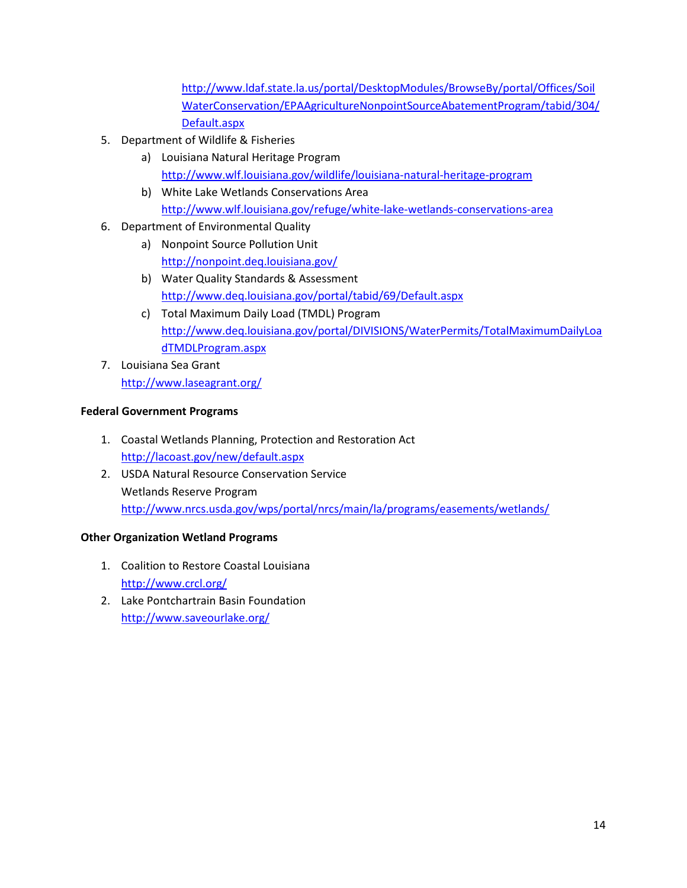http://www.ldaf.state.la.us/portal/DesktopModules/BrowseBy/portal/Offices/SoilWaterConservation/EPAAgricultureNonpointSourceAbatementProgram/tabid/304/Default.aspx

5. Department of Wildlife & Fisheries
   a) Louisiana Natural Heritage Program
      http://www.wlf.louisiana.gov/wildlife/louisiana-natural-heritage-program
   b) White Lake Wetlands Conservations Area
      http://www.wlf.louisiana.gov/refuge/white-lake-wetlands-conservations-area
6. Department of Environmental Quality
   a) Nonpoint Source Pollution Unit
      http://nonpoint.deq.louisiana.gov/
   b) Water Quality Standards & Assessment
      http://www.deq.louisiana.gov/portal/tabid/69/Default.aspx
   c) Total Maximum Daily Load (TMDL) Program
      http://www.deq.louisiana.gov/portal/DIVISIONS/WaterPermits/TotalMaximumDailyLoadTMDLProgram.aspx
7. Louisiana Sea Grant
   http://www.laseagrant.org/

**Federal Government Programs**

1. Coastal Wetlands Planning, Protection and Restoration Act
   http://lacoast.gov/new/default.aspx
2. USDA Natural Resource Conservation Service
   Wetlands Reserve Program
   http://www.nrcs.usda.gov/wps/portal/nrcs/main/la/programs/easements/wetlands/

**Other Organization Wetland Programs**

1. Coalition to Restore Coastal Louisiana
   http://www.crcl.org/
2. Lake Pontchartrain Basin Foundation
   http://www.saveourlake.org/